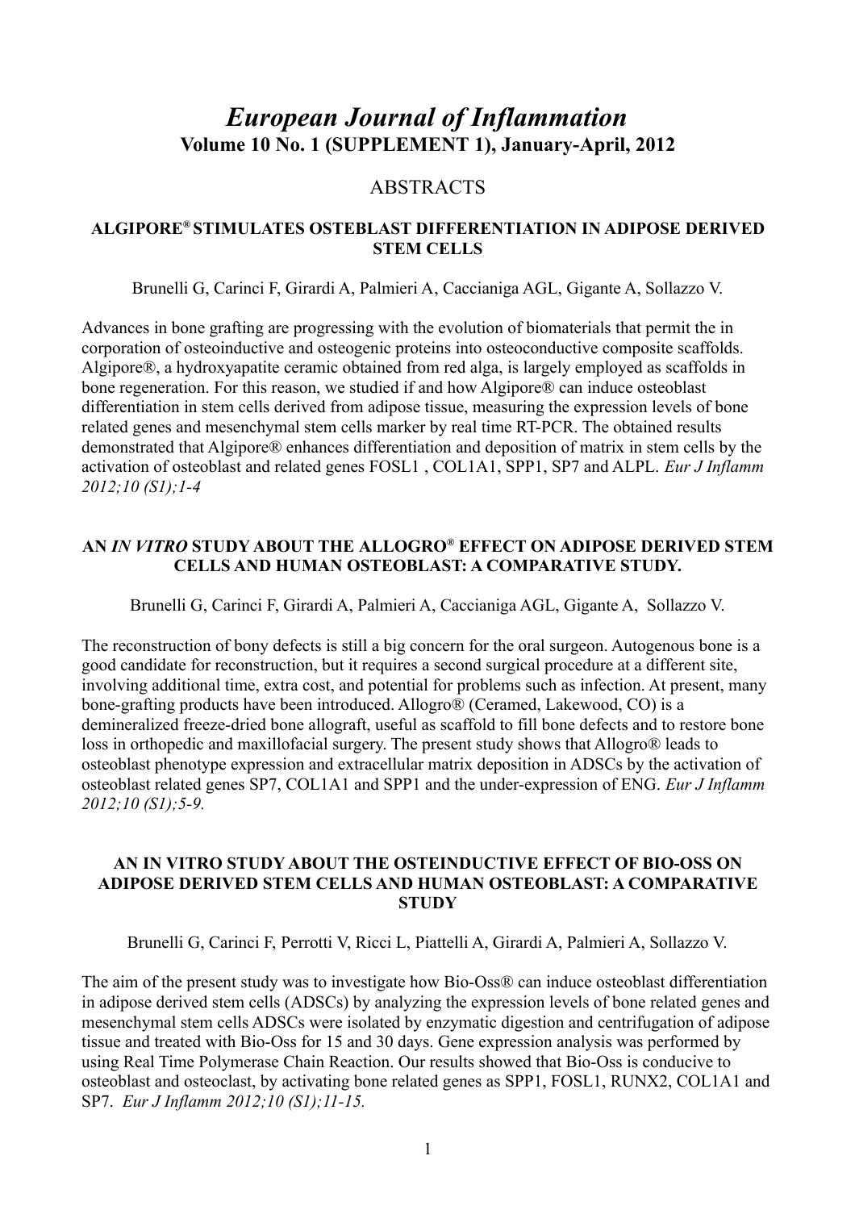# *European Journal of Inflammation*

## Volume 10 No. 1 (SUPPLEMENT 1), January-April, 2012

## ABSTRACTS

### ALGIPORE® STIMULATES OSTEBLAST DIFFERENTIATION IN ADIPOSE DERIVED STEM CELLS

Brunelli G, Carinci F, Girardi A, Palmieri A, Caccianiga AGL, Gigante A, Sollazzo V.

Advances in bone grafting are progressing with the evolution of biomaterials that permit the in corporation of osteoinductive and osteogenic proteins into osteoconductive composite scaffolds. Algipore®, a hydroxyapatite ceramic obtained from red alga, is largely employed as scaffolds in bone regeneration. For this reason, we studied if and how Algipore® can induce osteoblast differentiation in stem cells derived from adipose tissue, measuring the expression levels of bone related genes and mesenchymal stem cells marker by real time RT-PCR. The obtained results demonstrated that Algipore® enhances differentiation and deposition of matrix in stem cells by the activation of osteoblast and related genes FOSL1 , COL1A1, SPP1, SP7 and ALPL. *Eur J Inflamm 2012;10 (S1);1-4*

### AN *IN VITRO* STUDY ABOUT THE ALLOGRO® EFFECT ON ADIPOSE DERIVED STEM CELLS AND HUMAN OSTEOBLAST: A COMPARATIVE STUDY.

Brunelli G, Carinci F, Girardi A, Palmieri A, Caccianiga AGL, Gigante A, Sollazzo V.

The reconstruction of bony defects is still a big concern for the oral surgeon. Autogenous bone is a good candidate for reconstruction, but it requires a second surgical procedure at a different site, involving additional time, extra cost, and potential for problems such as infection. At present, many bone-grafting products have been introduced. Allogro® (Ceramed, Lakewood, CO) is a demineralized freeze-dried bone allograft, useful as scaffold to fill bone defects and to restore bone loss in orthopedic and maxillofacial surgery. The present study shows that Allogro® leads to osteoblast phenotype expression and extracellular matrix deposition in ADSCs by the activation of osteoblast related genes SP7, COL1A1 and SPP1 and the under-expression of ENG. *Eur J Inflamm 2012;10 (S1);5-9.*

### AN IN VITRO STUDY ABOUT THE OSTEINDUCTIVE EFFECT OF BIO-OSS ON ADIPOSE DERIVED STEM CELLS AND HUMAN OSTEOBLAST: A COMPARATIVE STUDY

Brunelli G, Carinci F, Perrotti V, Ricci L, Piattelli A, Girardi A, Palmieri A, Sollazzo V.

The aim of the present study was to investigate how Bio-Oss® can induce osteoblast differentiation in adipose derived stem cells (ADSCs) by analyzing the expression levels of bone related genes and mesenchymal stem cells ADSCs were isolated by enzymatic digestion and centrifugation of adipose tissue and treated with Bio-Oss for 15 and 30 days. Gene expression analysis was performed by using Real Time Polymerase Chain Reaction. Our results showed that Bio-Oss is conducive to osteoblast and osteoclast, by activating bone related genes as SPP1, FOSL1, RUNX2, COL1A1 and SP7. *Eur J Inflamm 2012;10 (S1);11-15.*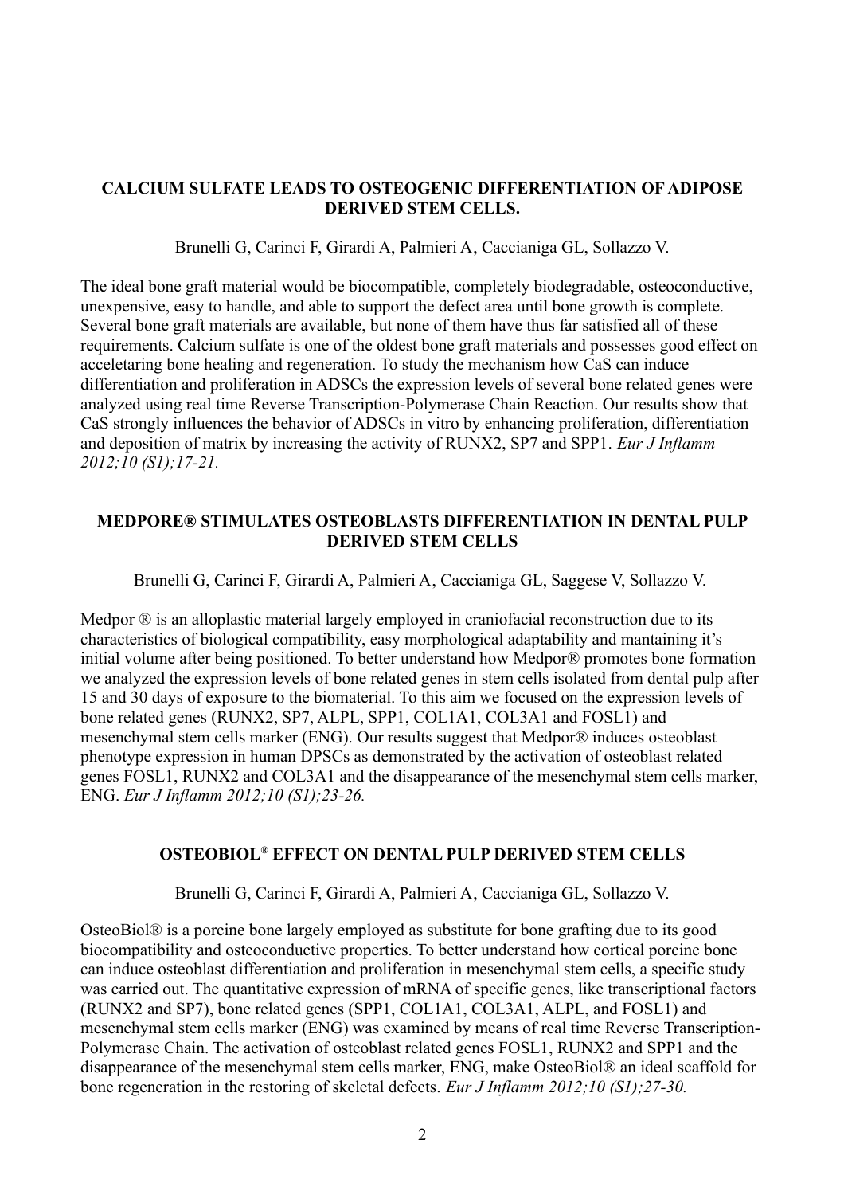## CALCIUM SULFATE LEADS TO OSTEOGENIC DIFFERENTIATION OF ADIPOSE DERIVED STEM CELLS.

Brunelli G, Carinci F, Girardi A, Palmieri A, Caccianiga GL, Sollazzo V.

The ideal bone graft material would be biocompatible, completely biodegradable, osteoconductive, unexpensive, easy to handle, and able to support the defect area until bone growth is complete. Several bone graft materials are available, but none of them have thus far satisfied all of these requirements. Calcium sulfate is one of the oldest bone graft materials and possesses good effect on acceletaring bone healing and regeneration. To study the mechanism how CaS can induce differentiation and proliferation in ADSCs the expression levels of several bone related genes were analyzed using real time Reverse Transcription-Polymerase Chain Reaction. Our results show that CaS strongly influences the behavior of ADSCs in vitro by enhancing proliferation, differentiation and deposition of matrix by increasing the activity of RUNX2, SP7 and SPP1. *Eur J Inflamm 2012;10 (S1);17-21.*

## MEDPORE® STIMULATES OSTEOBLASTS DIFFERENTIATION IN DENTAL PULP DERIVED STEM CELLS

Brunelli G, Carinci F, Girardi A, Palmieri A, Caccianiga GL, Saggese V, Sollazzo V.

Medpor ® is an alloplastic material largely employed in craniofacial reconstruction due to its characteristics of biological compatibility, easy morphological adaptability and mantaining it's initial volume after being positioned. To better understand how Medpor® promotes bone formation we analyzed the expression levels of bone related genes in stem cells isolated from dental pulp after 15 and 30 days of exposure to the biomaterial. To this aim we focused on the expression levels of bone related genes (RUNX2, SP7, ALPL, SPP1, COL1A1, COL3A1 and FOSL1) and mesenchymal stem cells marker (ENG). Our results suggest that Medpor® induces osteoblast phenotype expression in human DPSCs as demonstrated by the activation of osteoblast related genes FOSL1, RUNX2 and COL3A1 and the disappearance of the mesenchymal stem cells marker, ENG. *Eur J Inflamm 2012;10 (S1);23-26.*

## OSTEOBIOL® EFFECT ON DENTAL PULP DERIVED STEM CELLS

Brunelli G, Carinci F, Girardi A, Palmieri A, Caccianiga GL, Sollazzo V.

OsteoBiol® is a porcine bone largely employed as substitute for bone grafting due to its good biocompatibility and osteoconductive properties. To better understand how cortical porcine bone can induce osteoblast differentiation and proliferation in mesenchymal stem cells, a specific study was carried out. The quantitative expression of mRNA of specific genes, like transcriptional factors (RUNX2 and SP7), bone related genes (SPP1, COL1A1, COL3A1, ALPL, and FOSL1) and mesenchymal stem cells marker (ENG) was examined by means of real time Reverse Transcription-Polymerase Chain. The activation of osteoblast related genes FOSL1, RUNX2 and SPP1 and the disappearance of the mesenchymal stem cells marker, ENG, make OsteoBiol® an ideal scaffold for bone regeneration in the restoring of skeletal defects. *Eur J Inflamm 2012;10 (S1);27-30.*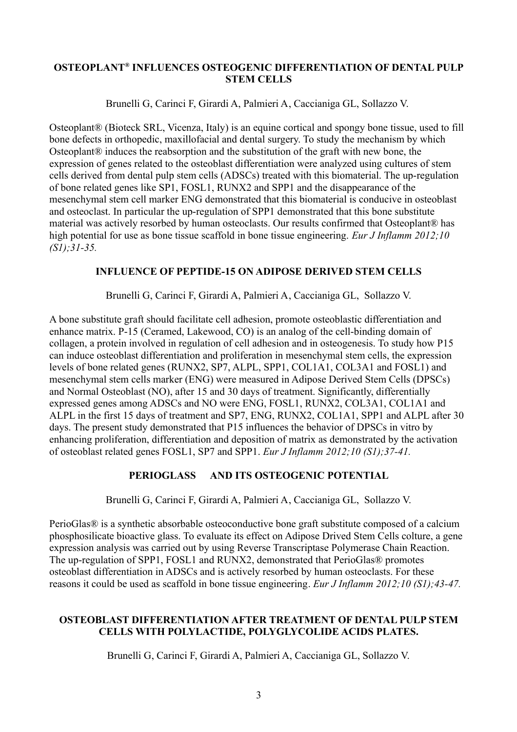### OSTEOPLANT® INFLUENCES OSTEOGENIC DIFFERENTIATION OF DENTAL PULP STEM CELLS

Brunelli G, Carinci F, Girardi A, Palmieri A, Caccianiga GL, Sollazzo V.

Osteoplant® (Bioteck SRL, Vicenza, Italy) is an equine cortical and spongy bone tissue, used to fill bone defects in orthopedic, maxillofacial and dental surgery. To study the mechanism by which Osteoplant® induces the reabsorption and the substitution of the graft with new bone, the expression of genes related to the osteoblast differentiation were analyzed using cultures of stem cells derived from dental pulp stem cells (ADSCs) treated with this biomaterial. The up-regulation of bone related genes like SP1, FOSL1, RUNX2 and SPP1 and the disappearance of the mesenchymal stem cell marker ENG demonstrated that this biomaterial is conducive in osteoblast and osteoclast. In particular the up-regulation of SPP1 demonstrated that this bone substitute material was actively resorbed by human osteoclasts. Our results confirmed that Osteoplant® has high potential for use as bone tissue scaffold in bone tissue engineering. *Eur J Inflamm 2012;10 (S1);31-35.*

### INFLUENCE OF PEPTIDE-15 ON ADIPOSE DERIVED STEM CELLS

Brunelli G, Carinci F, Girardi A, Palmieri A, Caccianiga GL, Sollazzo V.

A bone substitute graft should facilitate cell adhesion, promote osteoblastic differentiation and enhance matrix. P-15 (Ceramed, Lakewood, CO) is an analog of the cell-binding domain of collagen, a protein involved in regulation of cell adhesion and in osteogenesis. To study how P15 can induce osteoblast differentiation and proliferation in mesenchymal stem cells, the expression levels of bone related genes (RUNX2, SP7, ALPL, SPP1, COL1A1, COL3A1 and FOSL1) and mesenchymal stem cells marker (ENG) were measured in Adipose Derived Stem Cells (DPSCs) and Normal Osteoblast (NO), after 15 and 30 days of treatment. Significantly, differentially expressed genes among ADSCs and NO were ENG, FOSL1, RUNX2, COL3A1, COL1A1 and ALPL in the first 15 days of treatment and SP7, ENG, RUNX2, COL1A1, SPP1 and ALPL after 30 days. The present study demonstrated that P15 influences the behavior of DPSCs in vitro by enhancing proliferation, differentiation and deposition of matrix as demonstrated by the activation of osteoblast related genes FOSL1, SP7 and SPP1. *Eur J Inflamm 2012;10 (S1);37-41.*

### PERIOGLASS AND ITS OSTEOGENIC POTENTIAL

Brunelli G, Carinci F, Girardi A, Palmieri A, Caccianiga GL, Sollazzo V.

PerioGlas® is a synthetic absorbable osteoconductive bone graft substitute composed of a calcium phosphosilicate bioactive glass. To evaluate its effect on Adipose Drived Stem Cells colture, a gene expression analysis was carried out by using Reverse Transcriptase Polymerase Chain Reaction. The up-regulation of SPP1, FOSL1 and RUNX2, demonstrated that PerioGlas® promotes osteoblast differentiation in ADSCs and is actively resorbed by human osteoclasts. For these reasons it could be used as scaffold in bone tissue engineering. *Eur J Inflamm 2012;10 (S1);43-47.*

### OSTEOBLAST DIFFERENTIATION AFTER TREATMENT OF DENTAL PULP STEM CELLS WITH POLYLACTIDE, POLYGLYCOLIDE ACIDS PLATES.

Brunelli G, Carinci F, Girardi A, Palmieri A, Caccianiga GL, Sollazzo V.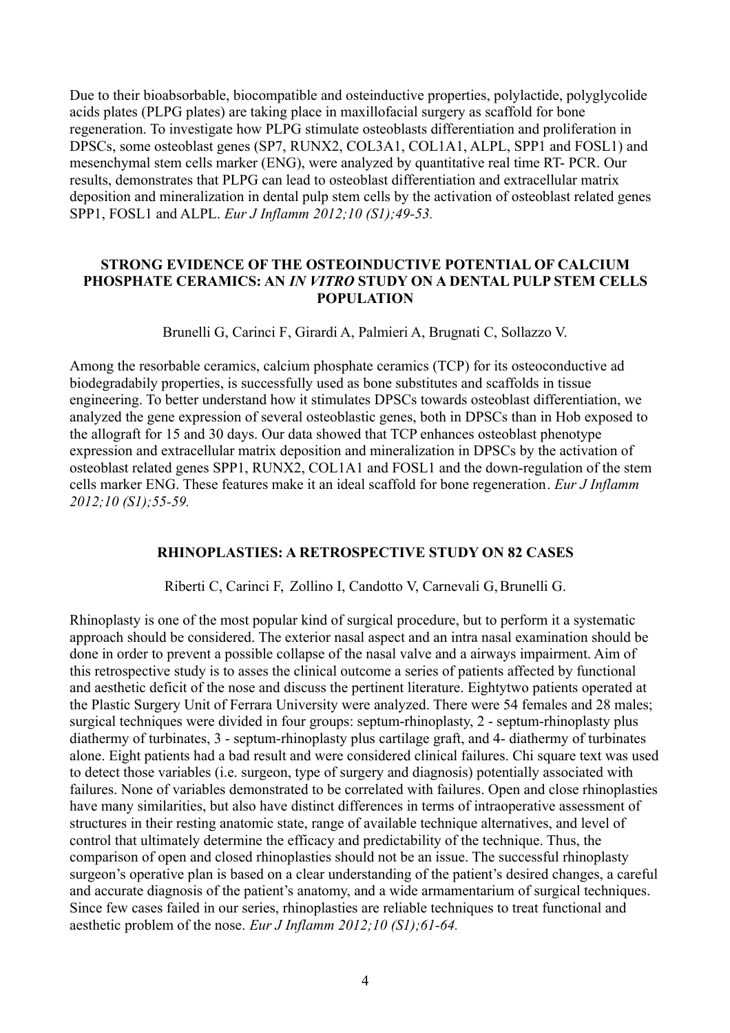Due to their bioabsorbable, biocompatible and osteinductive properties, polylactide, polyglycolide acids plates (PLPG plates) are taking place in maxillofacial surgery as scaffold for bone regeneration. To investigate how PLPG stimulate osteoblasts differentiation and proliferation in DPSCs, some osteoblast genes (SP7, RUNX2, COL3A1, COL1A1, ALPL, SPP1 and FOSL1) and mesenchymal stem cells marker (ENG), were analyzed by quantitative real time RT- PCR. Our results, demonstrates that PLPG can lead to osteoblast differentiation and extracellular matrix deposition and mineralization in dental pulp stem cells by the activation of osteoblast related genes SPP1, FOSL1 and ALPL. *Eur J Inflamm 2012;10 (S1);49-53.*

### STRONG EVIDENCE OF THE OSTEOINDUCTIVE POTENTIAL OF CALCIUM PHOSPHATE CERAMICS: AN *IN VITRO* STUDY ON A DENTAL PULP STEM CELLS POPULATION

Brunelli G, Carinci F, Girardi A, Palmieri A, Brugnati C, Sollazzo V.

Among the resorbable ceramics, calcium phosphate ceramics (TCP) for its osteoconductive ad biodegradabily properties, is successfully used as bone substitutes and scaffolds in tissue engineering. To better understand how it stimulates DPSCs towards osteoblast differentiation, we analyzed the gene expression of several osteoblastic genes, both in DPSCs than in Hob exposed to the allograft for 15 and 30 days. Our data showed that TCP enhances osteoblast phenotype expression and extracellular matrix deposition and mineralization in DPSCs by the activation of osteoblast related genes SPP1, RUNX2, COL1A1 and FOSL1 and the down-regulation of the stem cells marker ENG. These features make it an ideal scaffold for bone regeneration. *Eur J Inflamm 2012;10 (S1);55-59.*

### RHINOPLASTIES: A RETROSPECTIVE STUDY ON 82 CASES

Riberti C, Carinci F, Zollino I, Candotto V, Carnevali G, Brunelli G.

Rhinoplasty is one of the most popular kind of surgical procedure, but to perform it a systematic approach should be considered. The exterior nasal aspect and an intra nasal examination should be done in order to prevent a possible collapse of the nasal valve and a airways impairment. Aim of this retrospective study is to asses the clinical outcome a series of patients affected by functional and aesthetic deficit of the nose and discuss the pertinent literature. Eightytwo patients operated at the Plastic Surgery Unit of Ferrara University were analyzed. There were 54 females and 28 males; surgical techniques were divided in four groups: septum-rhinoplasty, 2 - septum-rhinoplasty plus diathermy of turbinates, 3 - septum-rhinoplasty plus cartilage graft, and 4- diathermy of turbinates alone. Eight patients had a bad result and were considered clinical failures. Chi square text was used to detect those variables (i.e. surgeon, type of surgery and diagnosis) potentially associated with failures. None of variables demonstrated to be correlated with failures. Open and close rhinoplasties have many similarities, but also have distinct differences in terms of intraoperative assessment of structures in their resting anatomic state, range of available technique alternatives, and level of control that ultimately determine the efficacy and predictability of the technique. Thus, the comparison of open and closed rhinoplasties should not be an issue. The successful rhinoplasty surgeon's operative plan is based on a clear understanding of the patient's desired changes, a careful and accurate diagnosis of the patient's anatomy, and a wide armamentarium of surgical techniques. Since few cases failed in our series, rhinoplasties are reliable techniques to treat functional and aesthetic problem of the nose. *Eur J Inflamm 2012;10 (S1);61-64.*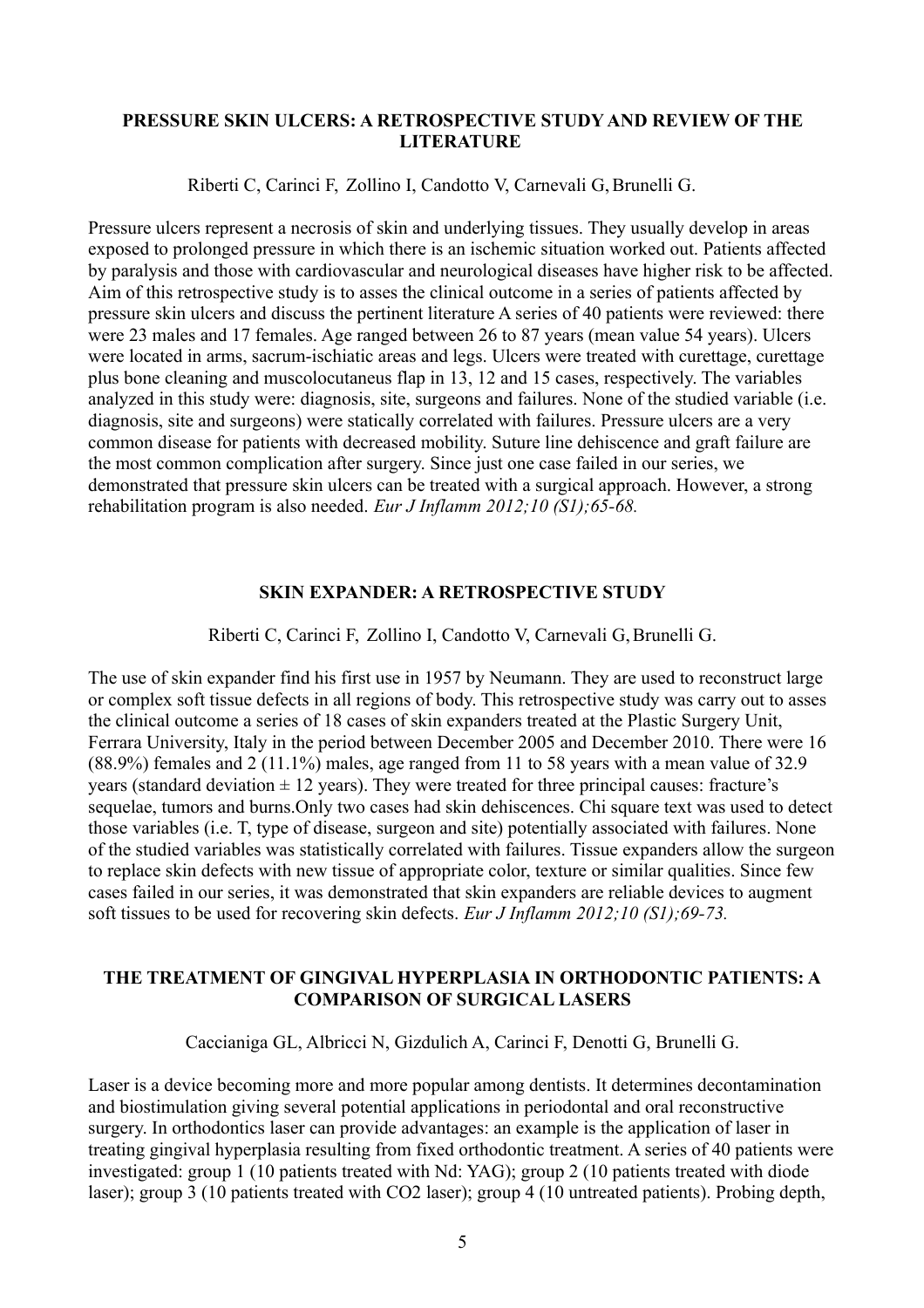## PRESSURE SKIN ULCERS: A RETROSPECTIVE STUDY AND REVIEW OF THE LITERATURE

Riberti C, Carinci F, Zollino I, Candotto V, Carnevali G, Brunelli G.

Pressure ulcers represent a necrosis of skin and underlying tissues. They usually develop in areas exposed to prolonged pressure in which there is an ischemic situation worked out. Patients affected by paralysis and those with cardiovascular and neurological diseases have higher risk to be affected. Aim of this retrospective study is to asses the clinical outcome in a series of patients affected by pressure skin ulcers and discuss the pertinent literature A series of 40 patients were reviewed: there were 23 males and 17 females. Age ranged between 26 to 87 years (mean value 54 years). Ulcers were located in arms, sacrum-ischiatic areas and legs. Ulcers were treated with curettage, curettage plus bone cleaning and muscolocutaneus flap in 13, 12 and 15 cases, respectively. The variables analyzed in this study were: diagnosis, site, surgeons and failures. None of the studied variable (i.e. diagnosis, site and surgeons) were statically correlated with failures. Pressure ulcers are a very common disease for patients with decreased mobility. Suture line dehiscence and graft failure are the most common complication after surgery. Since just one case failed in our series, we demonstrated that pressure skin ulcers can be treated with a surgical approach. However, a strong rehabilitation program is also needed. *Eur J Inflamm 2012;10 (S1);65-68.*

## SKIN EXPANDER: A RETROSPECTIVE STUDY

Riberti C, Carinci F, Zollino I, Candotto V, Carnevali G, Brunelli G.

The use of skin expander find his first use in 1957 by Neumann. They are used to reconstruct large or complex soft tissue defects in all regions of body. This retrospective study was carry out to asses the clinical outcome a series of 18 cases of skin expanders treated at the Plastic Surgery Unit, Ferrara University, Italy in the period between December 2005 and December 2010. There were 16 (88.9%) females and 2 (11.1%) males, age ranged from 11 to 58 years with a mean value of 32.9 years (standard deviation ± 12 years). They were treated for three principal causes: fracture's sequelae, tumors and burns.Only two cases had skin dehiscences. Chi square text was used to detect those variables (i.e. T, type of disease, surgeon and site) potentially associated with failures. None of the studied variables was statistically correlated with failures. Tissue expanders allow the surgeon to replace skin defects with new tissue of appropriate color, texture or similar qualities. Since few cases failed in our series, it was demonstrated that skin expanders are reliable devices to augment soft tissues to be used for recovering skin defects. *Eur J Inflamm 2012;10 (S1);69-73.*

## THE TREATMENT OF GINGIVAL HYPERPLASIA IN ORTHODONTIC PATIENTS: A COMPARISON OF SURGICAL LASERS

Caccianiga GL, Albricci N, Gizdulich A, Carinci F, Denotti G, Brunelli G.

Laser is a device becoming more and more popular among dentists. It determines decontamination and biostimulation giving several potential applications in periodontal and oral reconstructive surgery. In orthodontics laser can provide advantages: an example is the application of laser in treating gingival hyperplasia resulting from fixed orthodontic treatment. A series of 40 patients were investigated: group 1 (10 patients treated with Nd: YAG); group 2 (10 patients treated with diode laser); group 3 (10 patients treated with $CO_2$ laser); group 4 (10 untreated patients). Probing depth,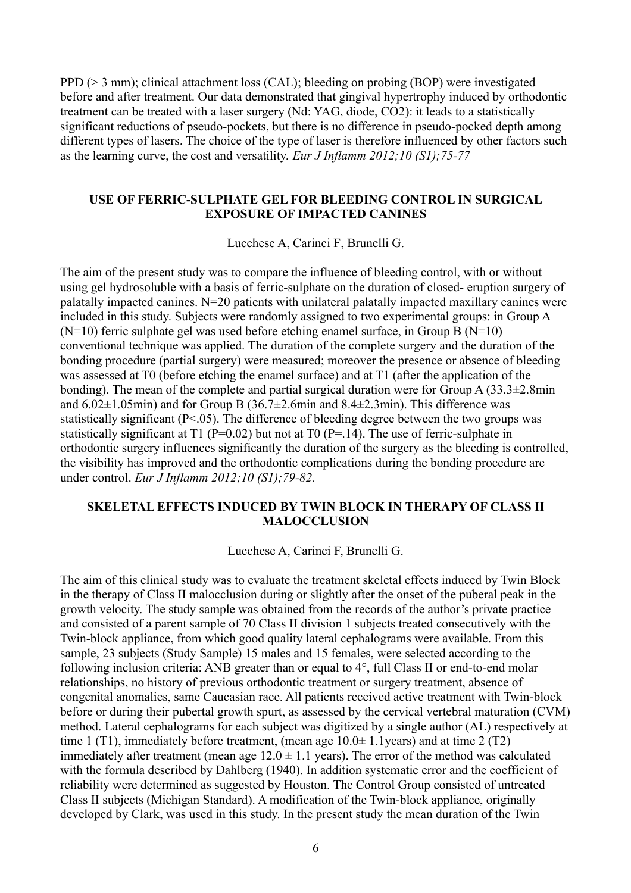PPD (> 3 mm); clinical attachment loss (CAL); bleeding on probing (BOP) were investigated before and after treatment. Our data demonstrated that gingival hypertrophy induced by orthodontic treatment can be treated with a laser surgery (Nd: YAG, diode, $CO_2$): it leads to a statistically significant reductions of pseudo-pockets, but there is no difference in pseudo-pocked depth among different types of lasers. The choice of the type of laser is therefore influenced by other factors such as the learning curve, the cost and versatility. *Eur J Inflamm 2012;10 (S1);75-77*

### USE OF FERRIC-SULPHATE GEL FOR BLEEDING CONTROL IN SURGICAL EXPOSURE OF IMPACTED CANINES

Lucchese A, Carinci F, Brunelli G.

The aim of the present study was to compare the influence of bleeding control, with or without using gel hydrosoluble with a basis of ferric-sulphate on the duration of closed- eruption surgery of palatally impacted canines. N=20 patients with unilateral palatally impacted maxillary canines were included in this study. Subjects were randomly assigned to two experimental groups: in Group A (N=10) ferric sulphate gel was used before etching enamel surface, in Group B (N=10) conventional technique was applied. The duration of the complete surgery and the duration of the bonding procedure (partial surgery) were measured; moreover the presence or absence of bleeding was assessed at T0 (before etching the enamel surface) and at T1 (after the application of the bonding). The mean of the complete and partial surgical duration were for Group A (33.3±2.8min and 6.02±1.05min) and for Group B (36.7±2.6min and 8.4±2.3min). This difference was statistically significant ($P<.05$). The difference of bleeding degree between the two groups was statistically significant at T1 ($P=0.02$) but not at T0 ($P=.14$). The use of ferric-sulphate in orthodontic surgery influences significantly the duration of the surgery as the bleeding is controlled, the visibility has improved and the orthodontic complications during the bonding procedure are under control. *Eur J Inflamm 2012;10 (S1);79-82.*

### SKELETAL EFFECTS INDUCED BY TWIN BLOCK IN THERAPY OF CLASS II MALOCCLUSION

Lucchese A, Carinci F, Brunelli G.

The aim of this clinical study was to evaluate the treatment skeletal effects induced by Twin Block in the therapy of Class II malocclusion during or slightly after the onset of the puberal peak in the growth velocity. The study sample was obtained from the records of the author's private practice and consisted of a parent sample of 70 Class II division 1 subjects treated consecutively with the Twin-block appliance, from which good quality lateral cephalograms were available. From this sample, 23 subjects (Study Sample) 15 males and 15 females, were selected according to the following inclusion criteria: ANB greater than or equal to 4°, full Class II or end-to-end molar relationships, no history of previous orthodontic treatment or surgery treatment, absence of congenital anomalies, same Caucasian race. All patients received active treatment with Twin-block before or during their pubertal growth spurt, as assessed by the cervical vertebral maturation (CVM) method. Lateral cephalograms for each subject was digitized by a single author (AL) respectively at time 1 (T1), immediately before treatment, (mean age 10.0± 1.1years) and at time 2 (T2) immediately after treatment (mean age 12.0 ± 1.1 years). The error of the method was calculated with the formula described by Dahlberg (1940). In addition systematic error and the coefficient of reliability were determined as suggested by Houston. The Control Group consisted of untreated Class II subjects (Michigan Standard). A modification of the Twin-block appliance, originally developed by Clark, was used in this study. In the present study the mean duration of the Twin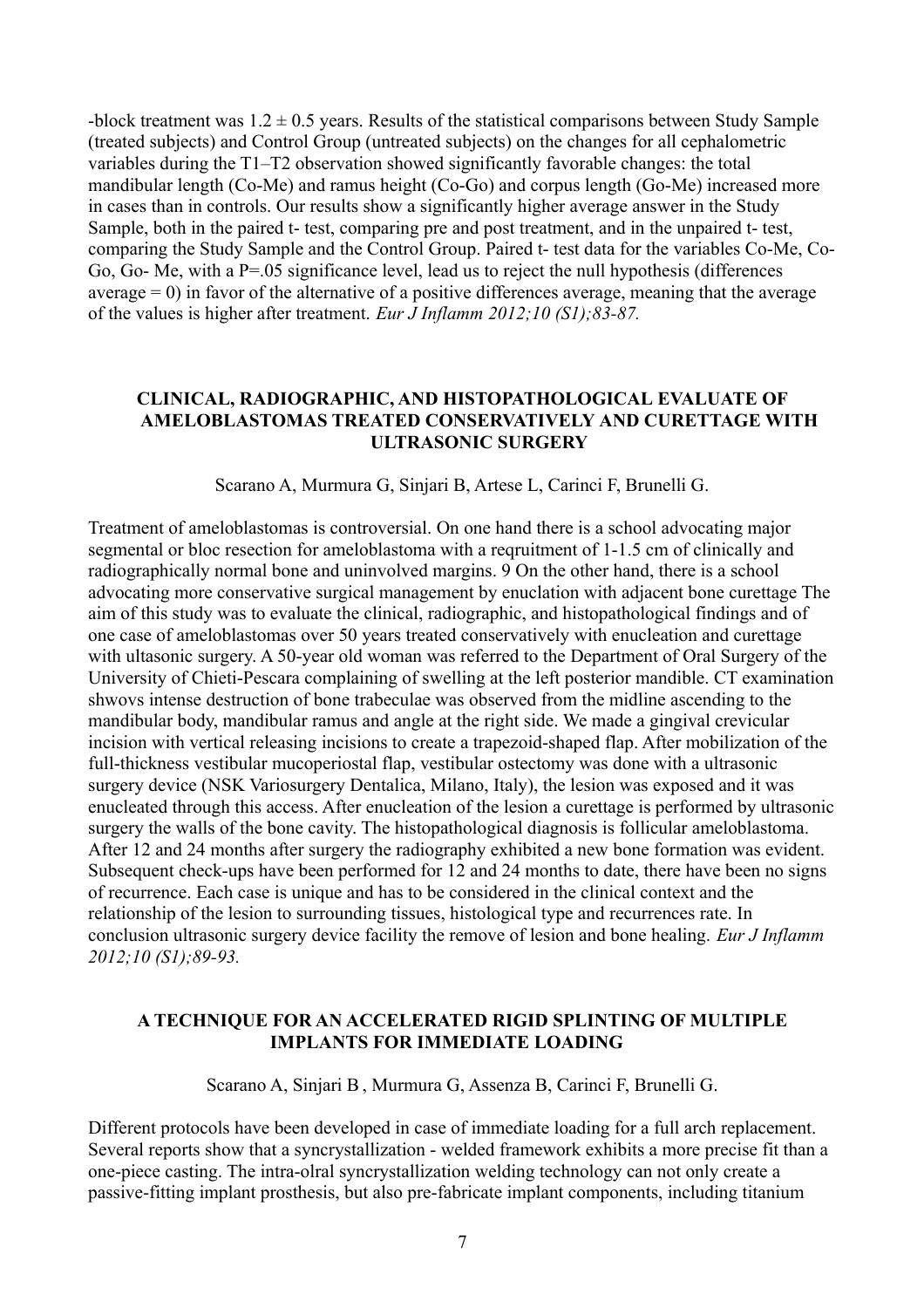-block treatment was 1.2 ± 0.5 years. Results of the statistical comparisons between Study Sample (treated subjects) and Control Group (untreated subjects) on the changes for all cephalometric variables during the T1–T2 observation showed significantly favorable changes: the total mandibular length (Co-Me) and ramus height (Co-Go) and corpus length (Go-Me) increased more in cases than in controls. Our results show a significantly higher average answer in the Study Sample, both in the paired t- test, comparing pre and post treatment, and in the unpaired t- test, comparing the Study Sample and the Control Group. Paired t- test data for the variables Co-Me, Co-Go, Go- Me, with a P=.05 significance level, lead us to reject the null hypothesis (differences average = 0) in favor of the alternative of a positive differences average, meaning that the average of the values is higher after treatment. *Eur J Inflamm 2012;10 (S1);83-87.*

## CLINICAL, RADIOGRAPHIC, AND HISTOPATHOLOGICAL EVALUATE OF AMELOBLASTOMAS TREATED CONSERVATIVELY AND CURETTAGE WITH ULTRASONIC SURGERY

Scarano A, Murmura G, Sinjari B, Artese L, Carinci F, Brunelli G.

Treatment of ameloblastomas is controversial. On one hand there is a school advocating major segmental or bloc resection for ameloblastoma with a reqruitment of 1-1.5 cm of clinically and radiographically normal bone and uninvolved margins. 9 On the other hand, there is a school advocating more conservative surgical management by enuclation with adjacent bone curettage The aim of this study was to evaluate the clinical, radiographic, and histopathological findings and of one case of ameloblastomas over 50 years treated conservatively with enucleation and curettage with ultasonic surgery. A 50-year old woman was referred to the Department of Oral Surgery of the University of Chieti-Pescara complaining of swelling at the left posterior mandible. CT examination shwovs intense destruction of bone trabeculae was observed from the midline ascending to the mandibular body, mandibular ramus and angle at the right side. We made a gingival crevicular incision with vertical releasing incisions to create a trapezoid-shaped flap. After mobilization of the full-thickness vestibular mucoperiostal flap, vestibular ostectomy was done with a ultrasonic surgery device (NSK Variosurgery Dentalica, Milano, Italy), the lesion was exposed and it was enucleated through this access. After enucleation of the lesion a curettage is performed by ultrasonic surgery the walls of the bone cavity. The histopathological diagnosis is follicular ameloblastoma. After 12 and 24 months after surgery the radiography exhibited a new bone formation was evident. Subsequent check-ups have been performed for 12 and 24 months to date, there have been no signs of recurrence. Each case is unique and has to be considered in the clinical context and the relationship of the lesion to surrounding tissues, histological type and recurrences rate. In conclusion ultrasonic surgery device facility the remove of lesion and bone healing. *Eur J Inflamm 2012;10 (S1);89-93.*

## A TECHNIQUE FOR AN ACCELERATED RIGID SPLINTING OF MULTIPLE IMPLANTS FOR IMMEDIATE LOADING

Scarano A, Sinjari B , Murmura G, Assenza B, Carinci F, Brunelli G.

Different protocols have been developed in case of immediate loading for a full arch replacement. Several reports show that a syncrystallization - welded framework exhibits a more precise fit than a one-piece casting. The intra-olral syncrystallization welding technology can not only create a passive-fitting implant prosthesis, but also pre-fabricate implant components, including titanium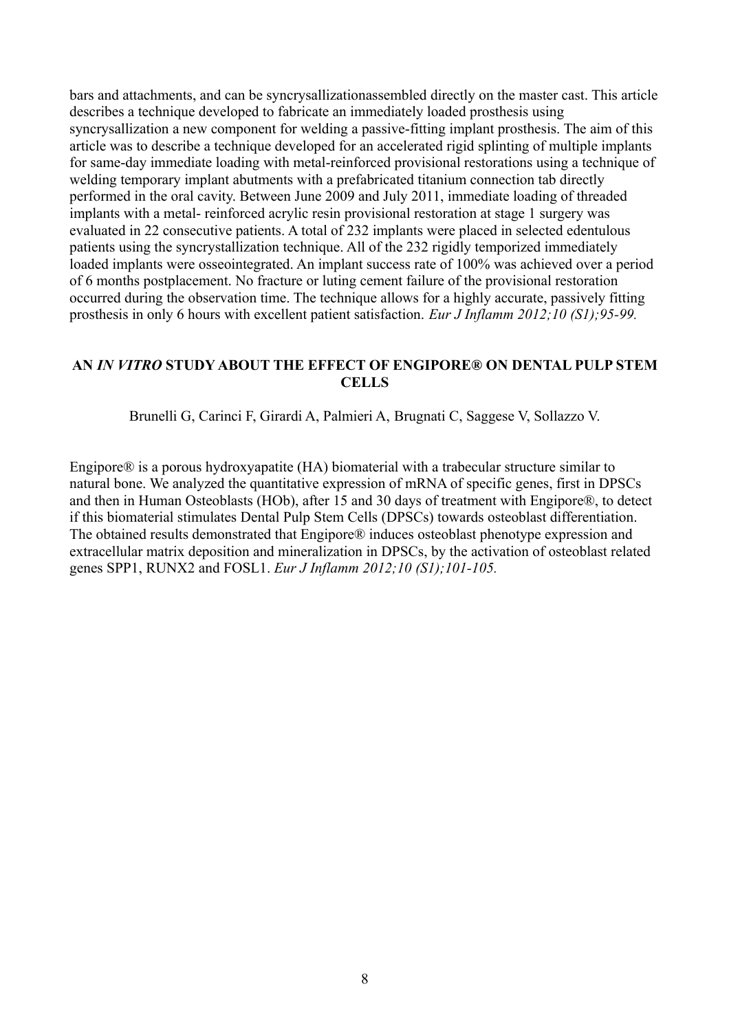bars and attachments, and can be syncrysallizationassembled directly on the master cast. This article describes a technique developed to fabricate an immediately loaded prosthesis using syncrysallization a new component for welding a passive-fitting implant prosthesis. The aim of this article was to describe a technique developed for an accelerated rigid splinting of multiple implants for same-day immediate loading with metal-reinforced provisional restorations using a technique of welding temporary implant abutments with a prefabricated titanium connection tab directly performed in the oral cavity. Between June 2009 and July 2011, immediate loading of threaded implants with a metal- reinforced acrylic resin provisional restoration at stage 1 surgery was evaluated in 22 consecutive patients. A total of 232 implants were placed in selected edentulous patients using the syncrystallization technique. All of the 232 rigidly temporized immediately loaded implants were osseointegrated. An implant success rate of 100% was achieved over a period of 6 months postplacement. No fracture or luting cement failure of the provisional restoration occurred during the observation time. The technique allows for a highly accurate, passively fitting prosthesis in only 6 hours with excellent patient satisfaction. *Eur J Inflamm 2012;10 (S1);95-99.*

## AN *IN VITRO* STUDY ABOUT THE EFFECT OF ENGIPORE® ON DENTAL PULP STEM CELLS

Brunelli G, Carinci F, Girardi A, Palmieri A, Brugnati C, Saggese V, Sollazzo V.

Engipore® is a porous hydroxyapatite (HA) biomaterial with a trabecular structure similar to natural bone. We analyzed the quantitative expression of mRNA of specific genes, first in DPSCs and then in Human Osteoblasts (HOb), after 15 and 30 days of treatment with Engipore®, to detect if this biomaterial stimulates Dental Pulp Stem Cells (DPSCs) towards osteoblast differentiation. The obtained results demonstrated that Engipore® induces osteoblast phenotype expression and extracellular matrix deposition and mineralization in DPSCs, by the activation of osteoblast related genes SPP1, RUNX2 and FOSL1. *Eur J Inflamm 2012;10 (S1);101-105.*